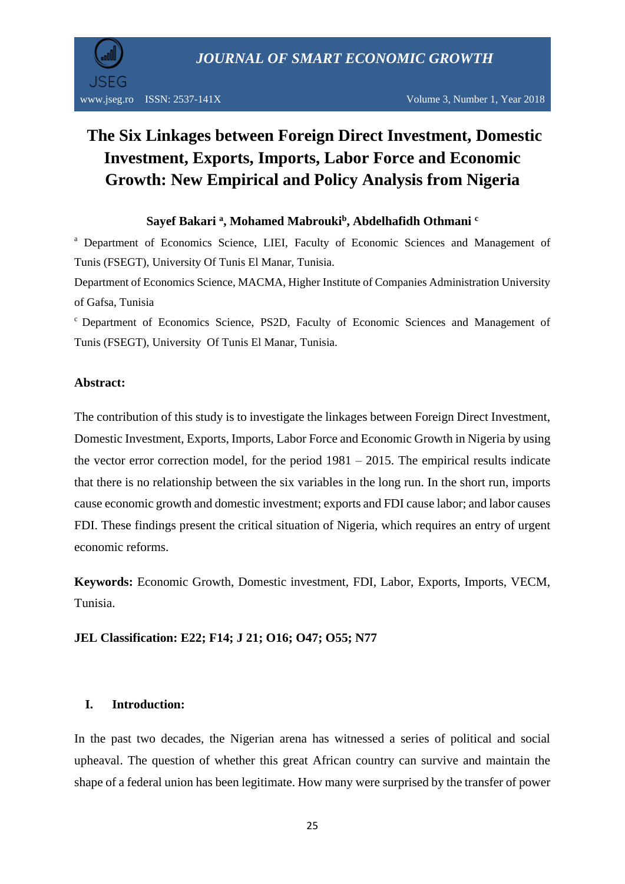# The Six Linkages between Foreign Direct Investment, Domestic Investment, Exports, Imports, Labor Force and Economic Growth: New Empirical and Policy Analysis from Nigeria

**Sayef Bakari [a], Mohamed Mabrouki[b], Abdelhafidh Othmani [c]**

[a] Department of Economics Science, LIEI, Faculty of Economic Sciences and Management of Tunis (FSEGT), University Of Tunis El Manar, Tunisia.

Department of Economics Science, MACMA, Higher Institute of Companies Administration University of Gafsa, Tunisia

[c] Department of Economics Science, PS2D, Faculty of Economic Sciences and Management of Tunis (FSEGT), University Of Tunis El Manar, Tunisia.

**Abstract:**

The contribution of this study is to investigate the linkages between Foreign Direct Investment, Domestic Investment, Exports, Imports, Labor Force and Economic Growth in Nigeria by using the vector error correction model, for the period 1981 – 2015. The empirical results indicate that there is no relationship between the six variables in the long run. In the short run, imports cause economic growth and domestic investment; exports and FDI cause labor; and labor causes FDI. These findings present the critical situation of Nigeria, which requires an entry of urgent economic reforms.

**Keywords:** Economic Growth, Domestic investment, FDI, Labor, Exports, Imports, VECM, Tunisia.

**JEL Classification: E22; F14; J 21; O16; O47; O55; N77**

## I. Introduction:

In the past two decades, the Nigerian arena has witnessed a series of political and social upheaval. The question of whether this great African country can survive and maintain the shape of a federal union has been legitimate. How many were surprised by the transfer of power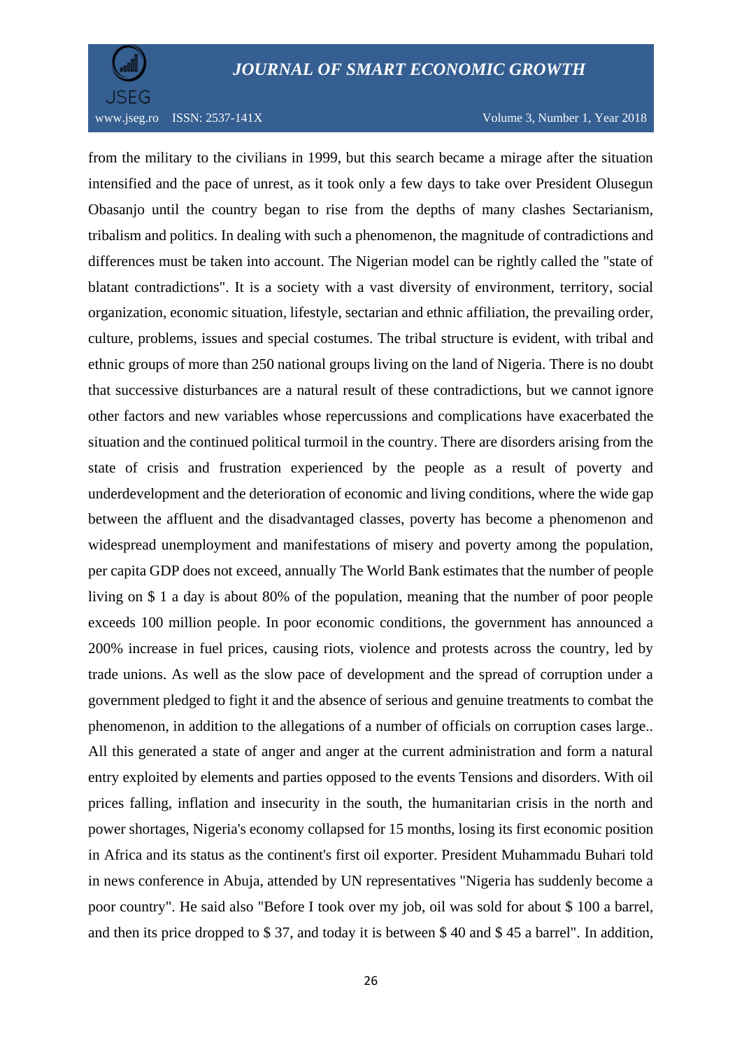from the military to the civilians in 1999, but this search became a mirage after the situation intensified and the pace of unrest, as it took only a few days to take over President Olusegun Obasanjo until the country began to rise from the depths of many clashes Sectarianism, tribalism and politics. In dealing with such a phenomenon, the magnitude of contradictions and differences must be taken into account. The Nigerian model can be rightly called the "state of blatant contradictions". It is a society with a vast diversity of environment, territory, social organization, economic situation, lifestyle, sectarian and ethnic affiliation, the prevailing order, culture, problems, issues and special costumes. The tribal structure is evident, with tribal and ethnic groups of more than 250 national groups living on the land of Nigeria. There is no doubt that successive disturbances are a natural result of these contradictions, but we cannot ignore other factors and new variables whose repercussions and complications have exacerbated the situation and the continued political turmoil in the country. There are disorders arising from the state of crisis and frustration experienced by the people as a result of poverty and underdevelopment and the deterioration of economic and living conditions, where the wide gap between the affluent and the disadvantaged classes, poverty has become a phenomenon and widespread unemployment and manifestations of misery and poverty among the population, per capita GDP does not exceed, annually The World Bank estimates that the number of people living on $ 1 a day is about 80% of the population, meaning that the number of poor people exceeds 100 million people. In poor economic conditions, the government has announced a 200% increase in fuel prices, causing riots, violence and protests across the country, led by trade unions. As well as the slow pace of development and the spread of corruption under a government pledged to fight it and the absence of serious and genuine treatments to combat the phenomenon, in addition to the allegations of a number of officials on corruption cases large.. All this generated a state of anger and anger at the current administration and form a natural entry exploited by elements and parties opposed to the events Tensions and disorders. With oil prices falling, inflation and insecurity in the south, the humanitarian crisis in the north and power shortages, Nigeria's economy collapsed for 15 months, losing its first economic position in Africa and its status as the continent's first oil exporter. President Muhammadu Buhari told in news conference in Abuja, attended by UN representatives "Nigeria has suddenly become a poor country". He said also "Before I took over my job, oil was sold for about $ 100 a barrel, and then its price dropped to $ 37, and today it is between $ 40 and $ 45 a barrel". In addition,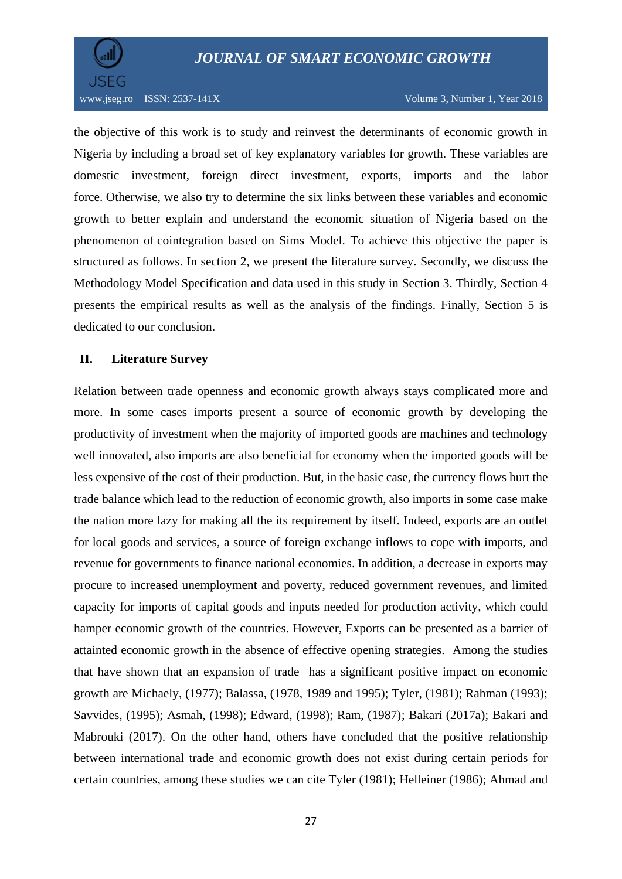the objective of this work is to study and reinvest the determinants of economic growth in Nigeria by including a broad set of key explanatory variables for growth. These variables are domestic investment, foreign direct investment, exports, imports and the labor force. Otherwise, we also try to determine the six links between these variables and economic growth to better explain and understand the economic situation of Nigeria based on the phenomenon of cointegration based on Sims Model. To achieve this objective the paper is structured as follows. In section 2, we present the literature survey. Secondly, we discuss the Methodology Model Specification and data used in this study in Section 3. Thirdly, Section 4 presents the empirical results as well as the analysis of the findings. Finally, Section 5 is dedicated to our conclusion.

## II. Literature Survey

Relation between trade openness and economic growth always stays complicated more and more. In some cases imports present a source of economic growth by developing the productivity of investment when the majority of imported goods are machines and technology well innovated, also imports are also beneficial for economy when the imported goods will be less expensive of the cost of their production. But, in the basic case, the currency flows hurt the trade balance which lead to the reduction of economic growth, also imports in some case make the nation more lazy for making all the its requirement by itself. Indeed, exports are an outlet for local goods and services, a source of foreign exchange inflows to cope with imports, and revenue for governments to finance national economies. In addition, a decrease in exports may procure to increased unemployment and poverty, reduced government revenues, and limited capacity for imports of capital goods and inputs needed for production activity, which could hamper economic growth of the countries. However, Exports can be presented as a barrier of attainted economic growth in the absence of effective opening strategies. Among the studies that have shown that an expansion of trade has a significant positive impact on economic growth are Michaely, (1977); Balassa, (1978, 1989 and 1995); Tyler, (1981); Rahman (1993); Savvides, (1995); Asmah, (1998); Edward, (1998); Ram, (1987); Bakari (2017a); Bakari and Mabrouki (2017). On the other hand, others have concluded that the positive relationship between international trade and economic growth does not exist during certain periods for certain countries, among these studies we can cite Tyler (1981); Helleiner (1986); Ahmad and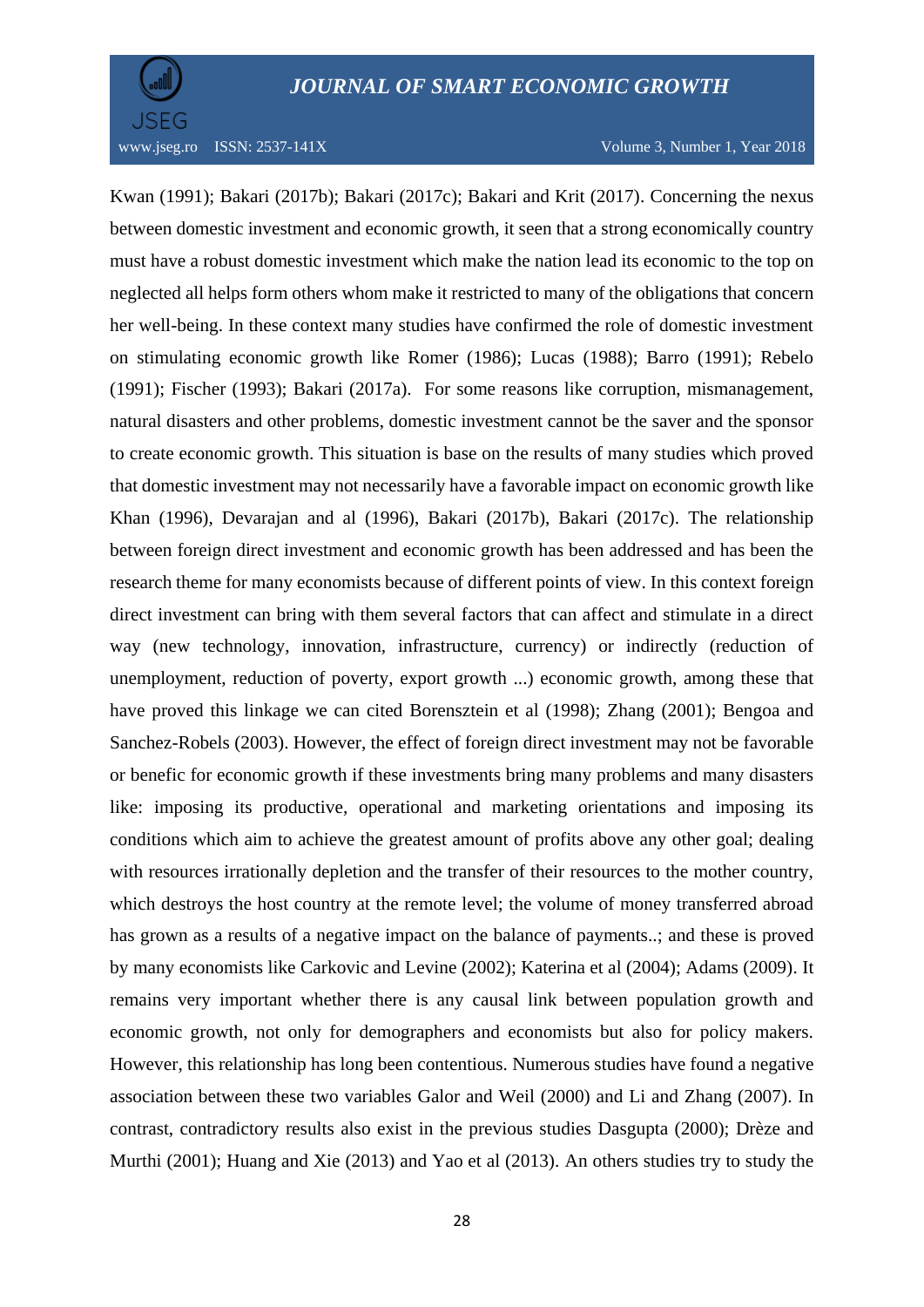Kwan (1991); Bakari (2017b); Bakari (2017c); Bakari and Krit (2017). Concerning the nexus between domestic investment and economic growth, it seen that a strong economically country must have a robust domestic investment which make the nation lead its economic to the top on neglected all helps form others whom make it restricted to many of the obligations that concern her well-being. In these context many studies have confirmed the role of domestic investment on stimulating economic growth like Romer (1986); Lucas (1988); Barro (1991); Rebelo (1991); Fischer (1993); Bakari (2017a). For some reasons like corruption, mismanagement, natural disasters and other problems, domestic investment cannot be the saver and the sponsor to create economic growth. This situation is base on the results of many studies which proved that domestic investment may not necessarily have a favorable impact on economic growth like Khan (1996), Devarajan and al (1996), Bakari (2017b), Bakari (2017c). The relationship between foreign direct investment and economic growth has been addressed and has been the research theme for many economists because of different points of view. In this context foreign direct investment can bring with them several factors that can affect and stimulate in a direct way (new technology, innovation, infrastructure, currency) or indirectly (reduction of unemployment, reduction of poverty, export growth ...) economic growth, among these that have proved this linkage we can cited Borensztein et al (1998); Zhang (2001); Bengoa and Sanchez-Robels (2003). However, the effect of foreign direct investment may not be favorable or benefit for economic growth if these investments bring many problems and many disasters like: imposing its productive, operational and marketing orientations and imposing its conditions which aim to achieve the greatest amount of profits above any other goal; dealing with resources irrationally depletion and the transfer of their resources to the mother country, which destroys the host country at the remote level; the volume of money transferred abroad has grown as a results of a negative impact on the balance of payments..; and these is proved by many economists like Carkovic and Levine (2002); Katerina et al (2004); Adams (2009). It remains very important whether there is any causal link between population growth and economic growth, not only for demographers and economists but also for policy makers. However, this relationship has long been contentious. Numerous studies have found a negative association between these two variables Galor and Weil (2000) and Li and Zhang (2007). In contrast, contradictory results also exist in the previous studies Dasgupta (2000); Drèze and Murthi (2001); Huang and Xie (2013) and Yao et al (2013). An others studies try to study the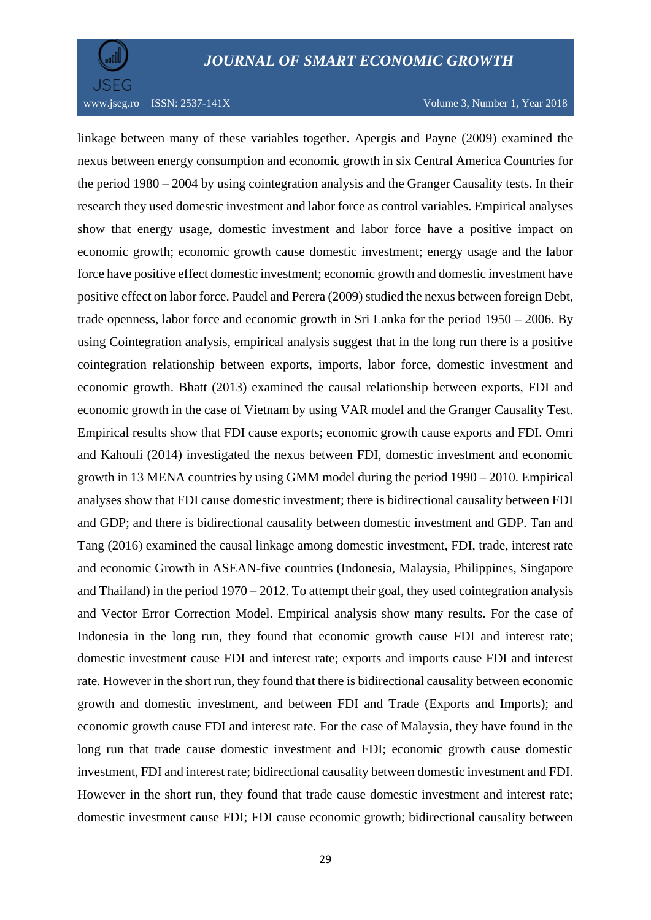linkage between many of these variables together. Apergis and Payne (2009) examined the nexus between energy consumption and economic growth in six Central America Countries for the period 1980 – 2004 by using cointegration analysis and the Granger Causality tests. In their research they used domestic investment and labor force as control variables. Empirical analyses show that energy usage, domestic investment and labor force have a positive impact on economic growth; economic growth cause domestic investment; energy usage and the labor force have positive effect domestic investment; economic growth and domestic investment have positive effect on labor force. Paudel and Perera (2009) studied the nexus between foreign Debt, trade openness, labor force and economic growth in Sri Lanka for the period 1950 – 2006. By using Cointegration analysis, empirical analysis suggest that in the long run there is a positive cointegration relationship between exports, imports, labor force, domestic investment and economic growth. Bhatt (2013) examined the causal relationship between exports, FDI and economic growth in the case of Vietnam by using VAR model and the Granger Causality Test. Empirical results show that FDI cause exports; economic growth cause exports and FDI. Omri and Kahouli (2014) investigated the nexus between FDI, domestic investment and economic growth in 13 MENA countries by using GMM model during the period 1990 – 2010. Empirical analyses show that FDI cause domestic investment; there is bidirectional causality between FDI and GDP; and there is bidirectional causality between domestic investment and GDP. Tan and Tang (2016) examined the causal linkage among domestic investment, FDI, trade, interest rate and economic Growth in ASEAN-five countries (Indonesia, Malaysia, Philippines, Singapore and Thailand) in the period 1970 – 2012. To attempt their goal, they used cointegration analysis and Vector Error Correction Model. Empirical analysis show many results. For the case of Indonesia in the long run, they found that economic growth cause FDI and interest rate; domestic investment cause FDI and interest rate; exports and imports cause FDI and interest rate. However in the short run, they found that there is bidirectional causality between economic growth and domestic investment, and between FDI and Trade (Exports and Imports); and economic growth cause FDI and interest rate. For the case of Malaysia, they have found in the long run that trade cause domestic investment and FDI; economic growth cause domestic investment, FDI and interest rate; bidirectional causality between domestic investment and FDI. However in the short run, they found that trade cause domestic investment and interest rate; domestic investment cause FDI; FDI cause economic growth; bidirectional causality between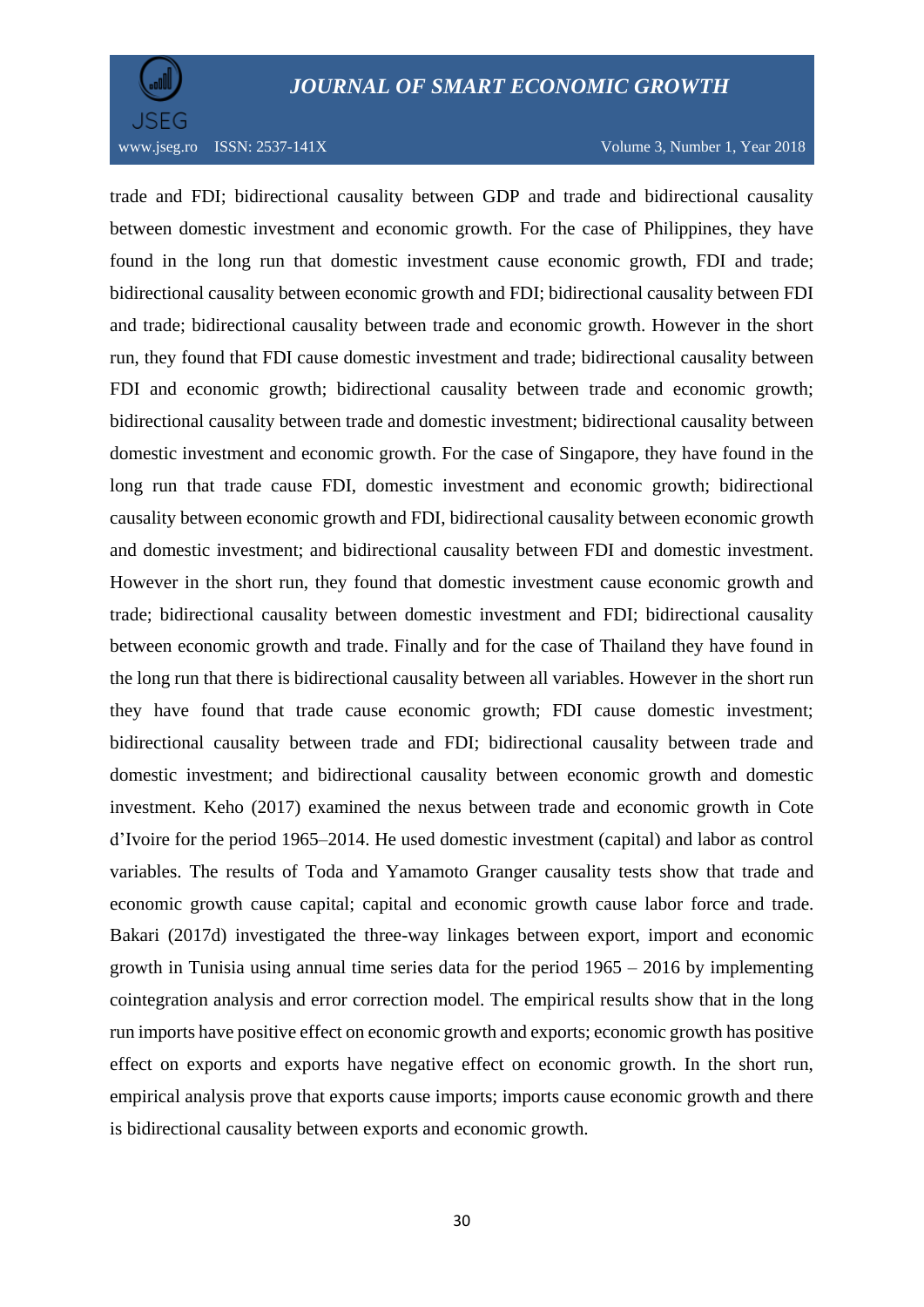trade and FDI; bidirectional causality between GDP and trade and bidirectional causality between domestic investment and economic growth. For the case of Philippines, they have found in the long run that domestic investment cause economic growth, FDI and trade; bidirectional causality between economic growth and FDI; bidirectional causality between FDI and trade; bidirectional causality between trade and economic growth. However in the short run, they found that FDI cause domestic investment and trade; bidirectional causality between FDI and economic growth; bidirectional causality between trade and economic growth; bidirectional causality between trade and domestic investment; bidirectional causality between domestic investment and economic growth. For the case of Singapore, they have found in the long run that trade cause FDI, domestic investment and economic growth; bidirectional causality between economic growth and FDI, bidirectional causality between economic growth and domestic investment; and bidirectional causality between FDI and domestic investment. However in the short run, they found that domestic investment cause economic growth and trade; bidirectional causality between domestic investment and FDI; bidirectional causality between economic growth and trade. Finally and for the case of Thailand they have found in the long run that there is bidirectional causality between all variables. However in the short run they have found that trade cause economic growth; FDI cause domestic investment; bidirectional causality between trade and FDI; bidirectional causality between trade and domestic investment; and bidirectional causality between economic growth and domestic investment. Keho (2017) examined the nexus between trade and economic growth in Cote d'Ivoire for the period 1965–2014. He used domestic investment (capital) and labor as control variables. The results of Toda and Yamamoto Granger causality tests show that trade and economic growth cause capital; capital and economic growth cause labor force and trade. Bakari (2017d) investigated the three-way linkages between export, import and economic growth in Tunisia using annual time series data for the period 1965 – 2016 by implementing cointegration analysis and error correction model. The empirical results show that in the long run imports have positive effect on economic growth and exports; economic growth has positive effect on exports and exports have negative effect on economic growth. In the short run, empirical analysis prove that exports cause imports; imports cause economic growth and there is bidirectional causality between exports and economic growth.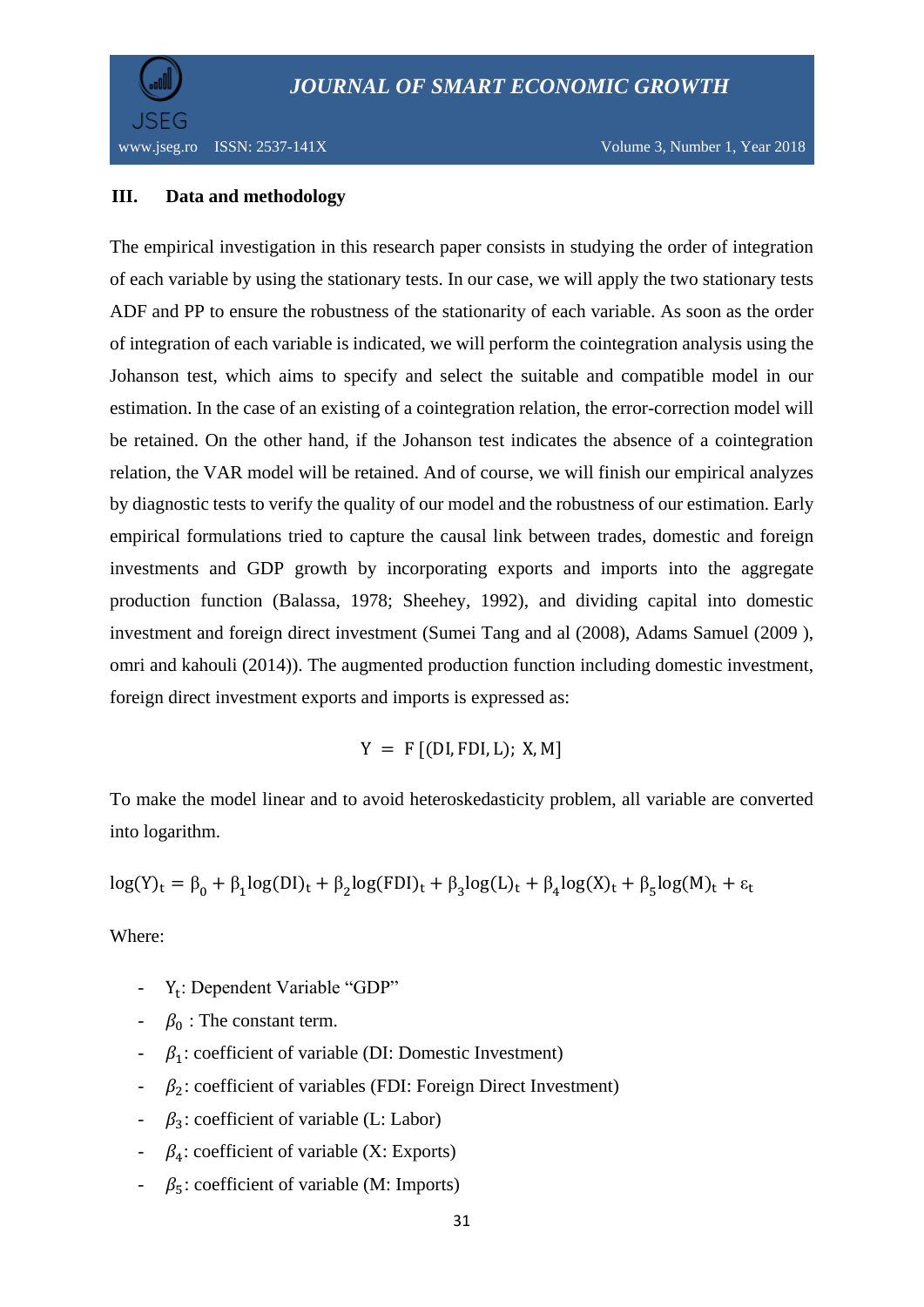## III. Data and methodology

The empirical investigation in this research paper consists in studying the order of integration of each variable by using the stationary tests. In our case, we will apply the two stationary tests ADF and PP to ensure the robustness of the stationarity of each variable. As soon as the order of integration of each variable is indicated, we will perform the cointegration analysis using the Johanson test, which aims to specify and select the suitable and compatible model in our estimation. In the case of an existing of a cointegration relation, the error-correction model will be retained. On the other hand, if the Johanson test indicates the absence of a cointegration relation, the VAR model will be retained. And of course, we will finish our empirical analyzes by diagnostic tests to verify the quality of our model and the robustness of our estimation. Early empirical formulations tried to capture the causal link between trades, domestic and foreign investments and GDP growth by incorporating exports and imports into the aggregate production function (Balassa, 1978; Sheehey, 1992), and dividing capital into domestic investment and foreign direct investment (Sumei Tang and al (2008), Adams Samuel (2009 ), omri and kahouli (2014)). The augmented production function including domestic investment, foreign direct investment exports and imports is expressed as:

$$Y = F\left[(DI, FDI, L);\ X, M\right]$$

To make the model linear and to avoid heteroskedasticity problem, all variable are converted into logarithm.

$$\log(Y)_t = \beta_0 + \beta_1 \log(DI)_t + \beta_2 \log(FDI)_t + \beta_3 \log(L)_t + \beta_4 \log(X)_t + \beta_5 \log(M)_t + \varepsilon_t$$

Where:

- $Y_t$: Dependent Variable "GDP"
- $\beta_0$ : The constant term.
- $\beta_1$: coefficient of variable (DI: Domestic Investment)
- $\beta_2$: coefficient of variables (FDI: Foreign Direct Investment)
- $\beta_3$: coefficient of variable (L: Labor)
- $\beta_4$: coefficient of variable (X: Exports)
- $\beta_5$: coefficient of variable (M: Imports)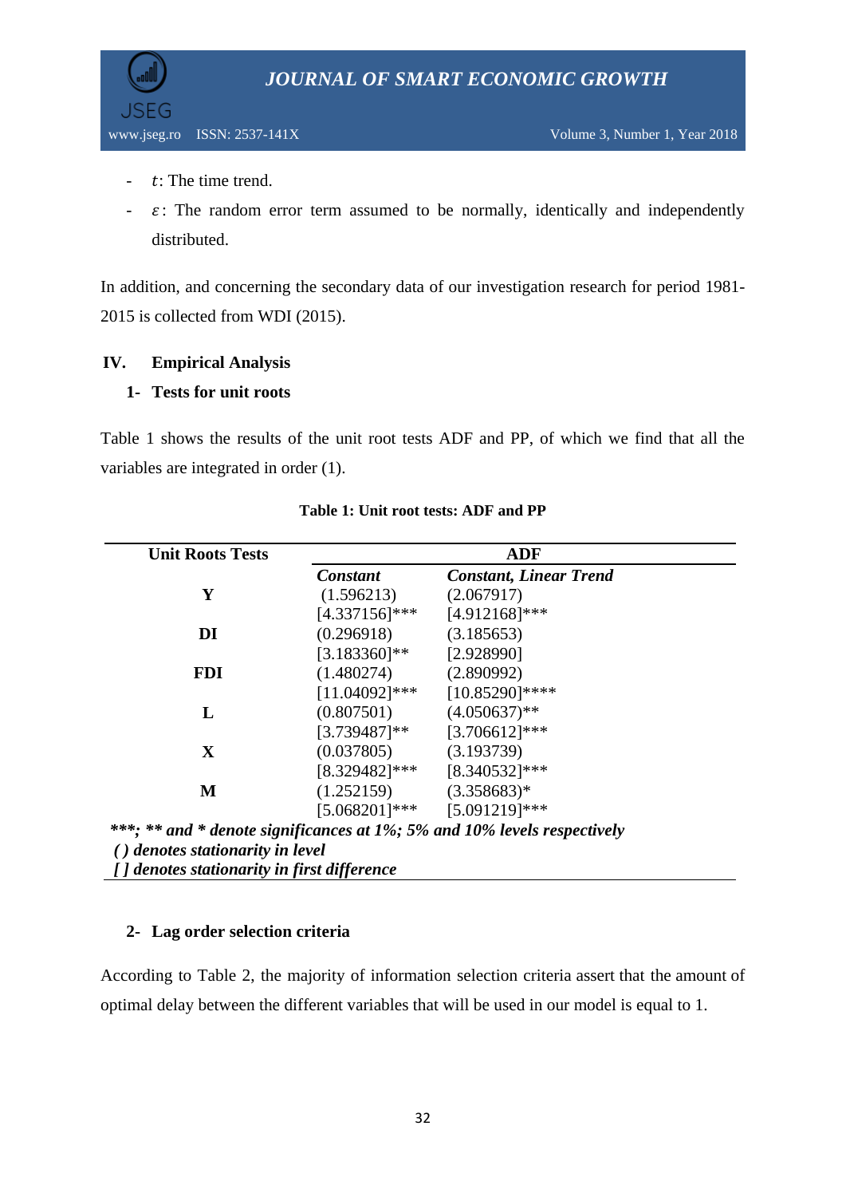- $t$: The time trend.
- $\varepsilon$: The random error term assumed to be normally, identically and independently distributed.

In addition, and concerning the secondary data of our investigation research for period 1981-2015 is collected from WDI (2015).

## IV. Empirical Analysis

### 1- Tests for unit roots

Table 1 shows the results of the unit root tests ADF and PP, of which we find that all the variables are integrated in order (1).

**Table 1: Unit root tests: ADF and PP**

| Unit Roots Tests | ADF | |
|---|---|---|
| | *Constant* | *Constant, Linear Trend* |
| **Y** | (1.596213) | (2.067917) |
| | [4.337156]*** | [4.912168]*** |
| **DI** | (0.296918) | (3.185653) |
| | [3.183360]** | [2.928990] |
| **FDI** | (1.480274) | (2.890992) |
| | [11.04092]*** | [10.85290]**** |
| **L** | (0.807501) | (4.050637)** |
| | [3.739487]** | [3.706612]*** |
| **X** | (0.037805) | (3.193739) |
| | [8.329482]*** | [8.340532]*** |
| **M** | (1.252159) | (3.358683)* |
| | [5.068201]*** | [5.091219]*** |

****\*\*\*; \*\* and \* denote significances at 1%; 5% and 10% levels respectively***
***( ) denotes stationarity in level***
***[ ] denotes stationarity in first difference***

### 2- Lag order selection criteria

According to Table 2, the majority of information selection criteria assert that the amount of optimal delay between the different variables that will be used in our model is equal to 1.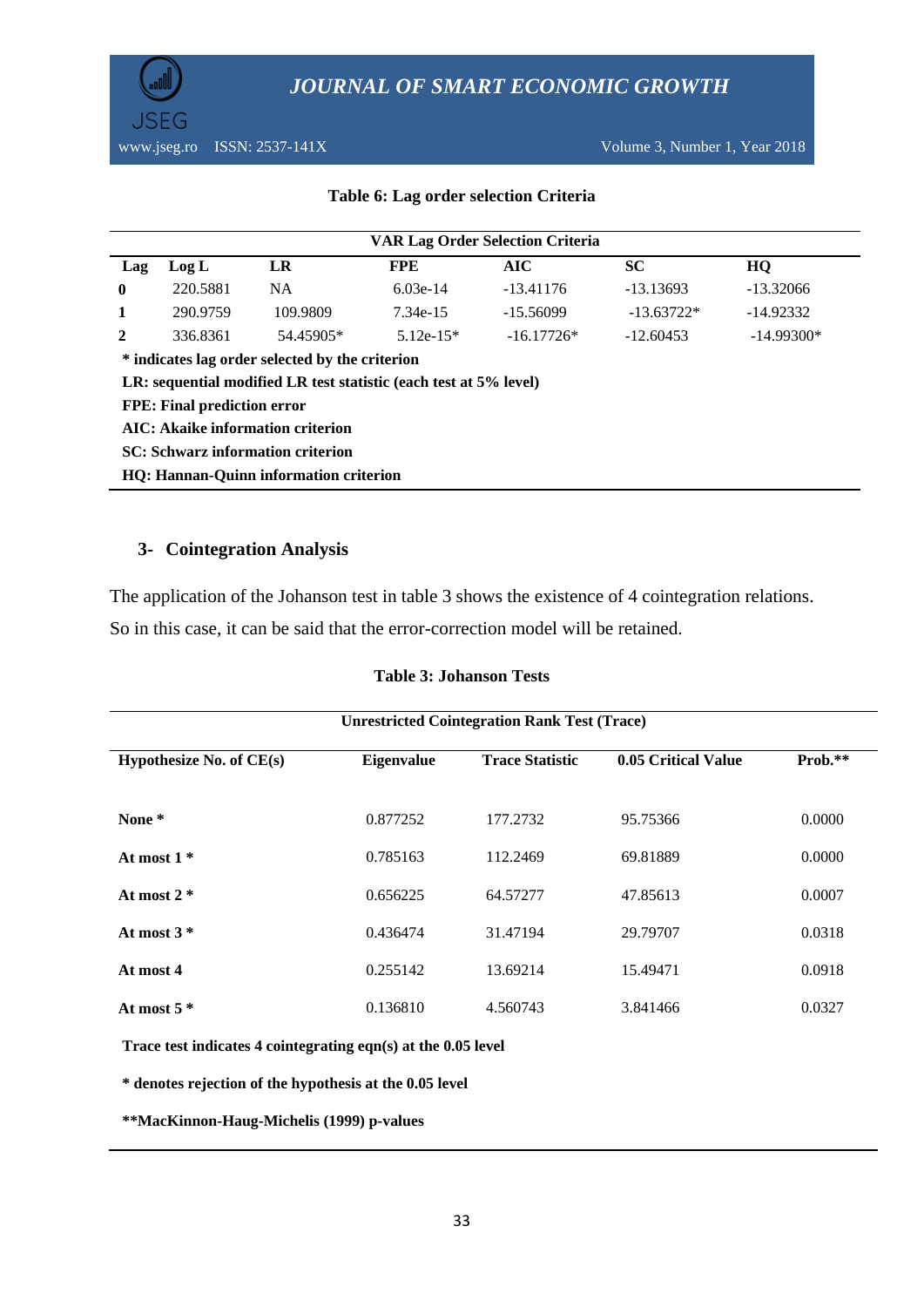**Table 6: Lag order selection Criteria**

| VAR Lag Order Selection Criteria | | | | | | |
|---|---|---|---|---|---|---|
| **Lag** | **Log L** | **LR** | **FPE** | **AIC** | **SC** | **HQ** |
| **0** | 220.5881 | NA | 6.03e-14 | -13.41176 | -13.13693 | -13.32066 |
| **1** | 290.9759 | 109.9809 | 7.34e-15 | -15.56099 | -13.63722* | -14.92332 |
| **2** | 336.8361 | 54.45905* | 5.12e-15* | -16.17726* | -12.60453 | -14.99300* |

**\* indicates lag order selected by the criterion**
**LR: sequential modified LR test statistic (each test at 5% level)**
**FPE: Final prediction error**
**AIC: Akaike information criterion**
**SC: Schwarz information criterion**
**HQ: Hannan-Quinn information criterion**

### 3- Cointegration Analysis

The application of the Johanson test in table 3 shows the existence of 4 cointegration relations. So in this case, it can be said that the error-correction model will be retained.

**Table 3: Johanson Tests**

| Unrestricted Cointegration Rank Test (Trace) | | | | |
|---|---|---|---|---|
| **Hypothesize No. of CE(s)** | **Eigenvalue** | **Trace Statistic** | **0.05 Critical Value** | **Prob.\*\*** |
| **None \*** | 0.877252 | 177.2732 | 95.75366 | 0.0000 |
| **At most 1 \*** | 0.785163 | 112.2469 | 69.81889 | 0.0000 |
| **At most 2 \*** | 0.656225 | 64.57277 | 47.85613 | 0.0007 |
| **At most 3 \*** | 0.436474 | 31.47194 | 29.79707 | 0.0318 |
| **At most 4** | 0.255142 | 13.69214 | 15.49471 | 0.0918 |
| **At most 5 \*** | 0.136810 | 4.560743 | 3.841466 | 0.0327 |

**Trace test indicates 4 cointegrating eqn(s) at the 0.05 level**

**\* denotes rejection of the hypothesis at the 0.05 level**

**\*\*MacKinnon-Haug-Michelis (1999) p-values**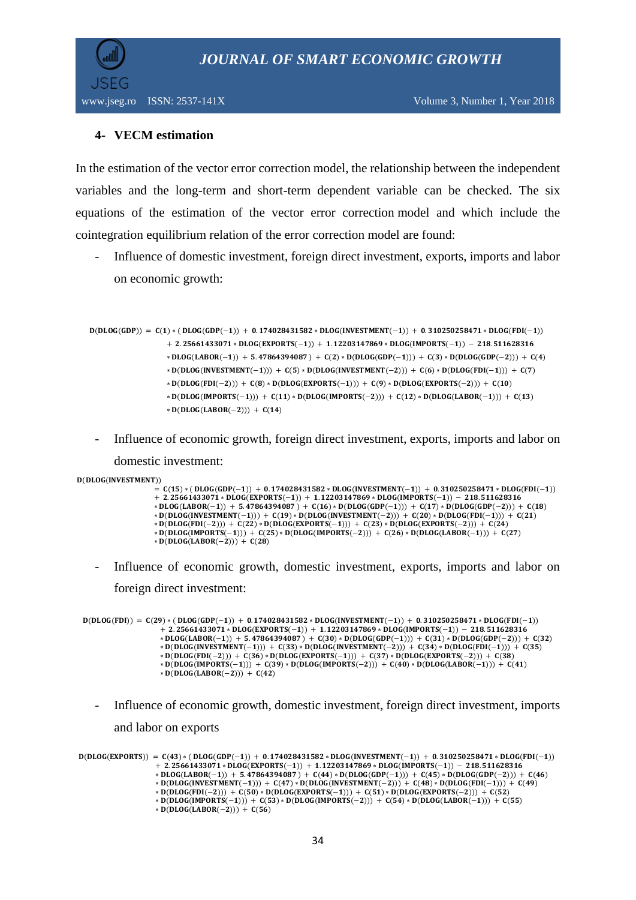### 4- VECM estimation

In the estimation of the vector error correction model, the relationship between the independent variables and the long-term and short-term dependent variable can be checked. The six equations of the estimation of the vector error correction model and which include the cointegration equilibrium relation of the error correction model are found:

- Influence of domestic investment, foreign direct investment, exports, imports and labor on economic growth:

$$
\begin{aligned}
\mathrm{D(DLOG(GDP))} = {} & \mathrm{C(1)*(\,DLOG(GDP(-1)) + 0.174028431582*DLOG(INVESTMENT(-1)) + 0.310250258471*DLOG(FDI(-1))} \\
& \mathrm{+\ 2.25661433071*DLOG(EXPORTS(-1)) + 1.12203147869*DLOG(IMPORTS(-1)) - 218.511628316} \\
& \mathrm{*DLOG(LABOR(-1)) + 5.47864394087\,) + C(2)*D(DLOG(GDP(-1))) + C(3)*D(DLOG(GDP(-2))) + C(4)} \\
& \mathrm{*D(DLOG(INVESTMENT(-1))) + C(5)*D(DLOG(INVESTMENT(-2))) + C(6)*D(DLOG(FDI(-1))) + C(7)} \\
& \mathrm{*D(DLOG(FDI(-2))) + C(8)*D(DLOG(EXPORTS(-1))) + C(9)*D(DLOG(EXPORTS(-2))) + C(10)} \\
& \mathrm{*D(DLOG(IMPORTS(-1))) + C(11)*D(DLOG(IMPORTS(-2))) + C(12)*D(DLOG(LABOR(-1))) + C(13)} \\
& \mathrm{*D(DLOG(LABOR(-2))) + C(14)}
\end{aligned}
$$

- Influence of economic growth, foreign direct investment, exports, imports and labor on domestic investment:

$$
\begin{aligned}
\mathrm{D(DLOG(INVESTMENT))} & \\
= {} & \mathrm{C(15)*(\,DLOG(GDP(-1)) + 0.174028431582*DLOG(INVESTMENT(-1)) + 0.310250258471*DLOG(FDI(-1))} \\
& \mathrm{+\ 2.25661433071*DLOG(EXPORTS(-1)) + 1.12203147869*DLOG(IMPORTS(-1)) - 218.511628316} \\
& \mathrm{*DLOG(LABOR(-1)) + 5.47864394087\,) + C(16)*D(DLOG(GDP(-1))) + C(17)*D(DLOG(GDP(-2))) + C(18)} \\
& \mathrm{*D(DLOG(INVESTMENT(-1))) + C(19)*D(DLOG(INVESTMENT(-2))) + C(20)*D(DLOG(FDI(-1))) + C(21)} \\
& \mathrm{*D(DLOG(FDI(-2))) + C(22)*D(DLOG(EXPORTS(-1))) + C(23)*D(DLOG(EXPORTS(-2))) + C(24)} \\
& \mathrm{*D(DLOG(IMPORTS(-1))) + C(25)*D(DLOG(IMPORTS(-2))) + C(26)*D(DLOG(LABOR(-1))) + C(27)} \\
& \mathrm{*D(DLOG(LABOR(-2))) + C(28)}
\end{aligned}
$$

- Influence of economic growth, domestic investment, exports, imports and labor on foreign direct investment:

$$
\begin{aligned}
\mathrm{D(DLOG(FDI))} = {} & \mathrm{C(29)*(\,DLOG(GDP(-1)) + 0.174028431582*DLOG(INVESTMENT(-1)) + 0.310250258471*DLOG(FDI(-1))} \\
& \mathrm{+\ 2.25661433071*DLOG(EXPORTS(-1)) + 1.12203147869*DLOG(IMPORTS(-1)) - 218.511628316} \\
& \mathrm{*DLOG(LABOR(-1)) + 5.47864394087\,) + C(30)*D(DLOG(GDP(-1))) + C(31)*D(DLOG(GDP(-2))) + C(32)} \\
& \mathrm{*D(DLOG(INVESTMENT(-1))) + C(33)*D(DLOG(INVESTMENT(-2))) + C(34)*D(DLOG(FDI(-1))) + C(35)} \\
& \mathrm{*D(DLOG(FDI(-2))) + C(36)*D(DLOG(EXPORTS(-1))) + C(37)*D(DLOG(EXPORTS(-2))) + C(38)} \\
& \mathrm{*D(DLOG(IMPORTS(-1))) + C(39)*D(DLOG(IMPORTS(-2))) + C(40)*D(DLOG(LABOR(-1))) + C(41)} \\
& \mathrm{*D(DLOG(LABOR(-2))) + C(42)}
\end{aligned}
$$

- Influence of economic growth, domestic investment, foreign direct investment, imports and labor on exports

$$
\begin{aligned}
\mathrm{D(DLOG(EXPORTS))} = {} & \mathrm{C(43)*(\,DLOG(GDP(-1)) + 0.174028431582*DLOG(INVESTMENT(-1)) + 0.310250258471*DLOG(FDI(-1))} \\
& \mathrm{+\ 2.25661433071*DLOG(EXPORTS(-1)) + 1.12203147869*DLOG(IMPORTS(-1)) - 218.511628316} \\
& \mathrm{*DLOG(LABOR(-1)) + 5.47864394087\,) + C(44)*D(DLOG(GDP(-1))) + C(45)*D(DLOG(GDP(-2))) + C(46)} \\
& \mathrm{*D(DLOG(INVESTMENT(-1))) + C(47)*D(DLOG(INVESTMENT(-2))) + C(48)*D(DLOG(FDI(-1))) + C(49)} \\
& \mathrm{*D(DLOG(FDI(-2))) + C(50)*D(DLOG(EXPORTS(-1))) + C(51)*D(DLOG(EXPORTS(-2))) + C(52)} \\
& \mathrm{*D(DLOG(IMPORTS(-1))) + C(53)*D(DLOG(IMPORTS(-2))) + C(54)*D(DLOG(LABOR(-1))) + C(55)} \\
& \mathrm{*D(DLOG(LABOR(-2))) + C(56)}
\end{aligned}
$$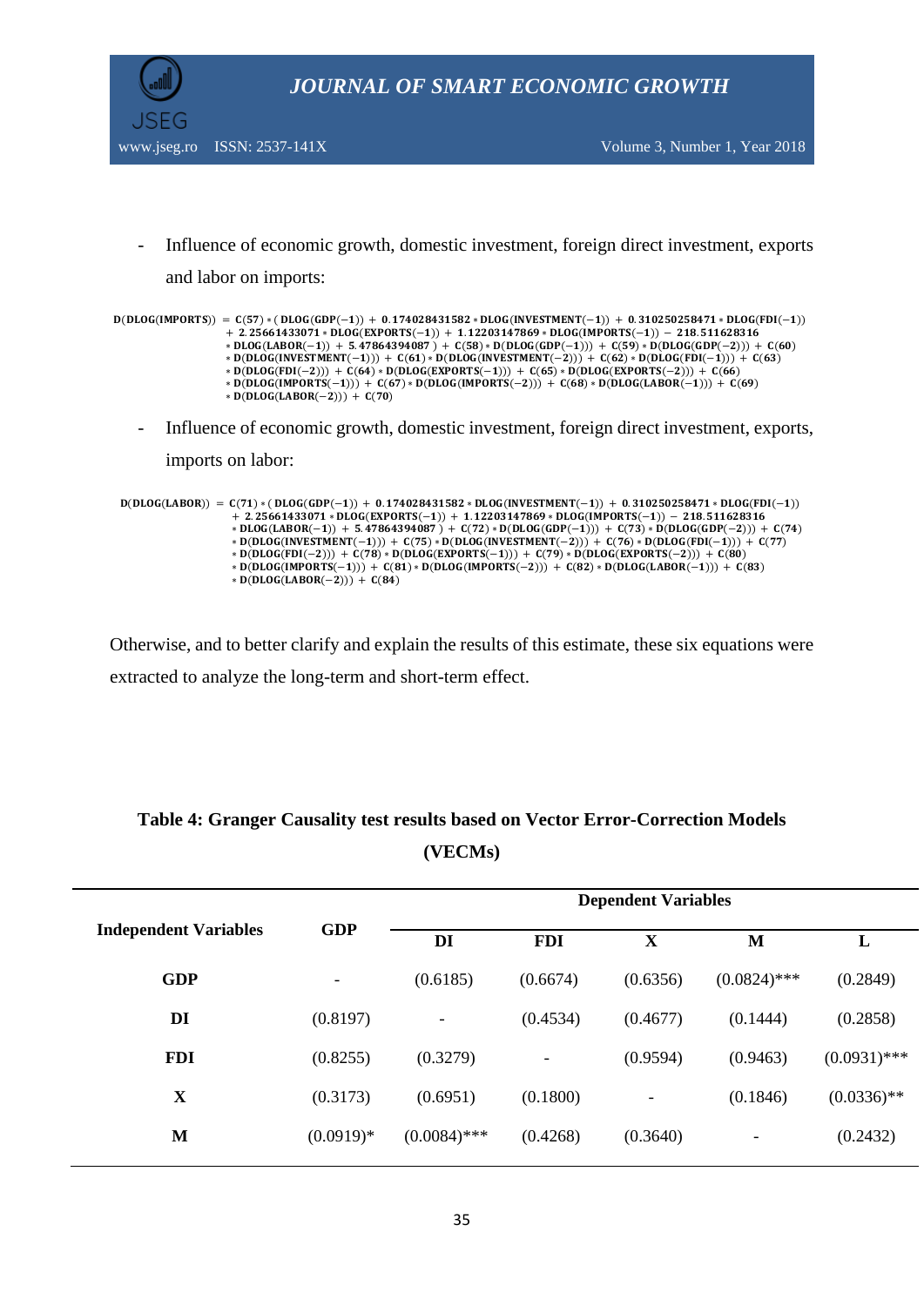- Influence of economic growth, domestic investment, foreign direct investment, exports and labor on imports:

$$
\begin{aligned}
\mathrm{D(DLOG(IMPORTS))} = {} & \mathrm{C(57)*(DLOG(GDP(-1)) + 0.174028431582*DLOG(INVESTMENT(-1)) + 0.310250258471*DLOG(FDI(-1))} \\
& \mathrm{+ 2.25661433071*DLOG(EXPORTS(-1)) + 1.12203147869*DLOG(IMPORTS(-1)) - 218.511628316} \\
& \mathrm{*DLOG(LABOR(-1)) + 5.47864394087) + C(58)*D(DLOG(GDP(-1))) + C(59)*D(DLOG(GDP(-2))) + C(60)} \\
& \mathrm{*D(DLOG(INVESTMENT(-1))) + C(61)*D(DLOG(INVESTMENT(-2))) + C(62)*D(DLOG(FDI(-1))) + C(63)} \\
& \mathrm{*D(DLOG(FDI(-2))) + C(64)*D(DLOG(EXPORTS(-1))) + C(65)*D(DLOG(EXPORTS(-2))) + C(66)} \\
& \mathrm{*D(DLOG(IMPORTS(-1))) + C(67)*D(DLOG(IMPORTS(-2))) + C(68)*D(DLOG(LABOR(-1))) + C(69)} \\
& \mathrm{*D(DLOG(LABOR(-2))) + C(70)}
\end{aligned}
$$

- Influence of economic growth, domestic investment, foreign direct investment, exports, imports on labor:

$$
\begin{aligned}
\mathrm{D(DLOG(LABOR))} = {} & \mathrm{C(71)*(DLOG(GDP(-1)) + 0.174028431582*DLOG(INVESTMENT(-1)) + 0.310250258471*DLOG(FDI(-1))} \\
& \mathrm{+ 2.25661433071*DLOG(EXPORTS(-1)) + 1.12203147869*DLOG(IMPORTS(-1)) - 218.511628316} \\
& \mathrm{*DLOG(LABOR(-1)) + 5.47864394087) + C(72)*D(DLOG(GDP(-1))) + C(73)*D(DLOG(GDP(-2))) + C(74)} \\
& \mathrm{*D(DLOG(INVESTMENT(-1))) + C(75)*D(DLOG(INVESTMENT(-2))) + C(76)*D(DLOG(FDI(-1))) + C(77)} \\
& \mathrm{*D(DLOG(FDI(-2))) + C(78)*D(DLOG(EXPORTS(-1))) + C(79)*D(DLOG(EXPORTS(-2))) + C(80)} \\
& \mathrm{*D(DLOG(IMPORTS(-1))) + C(81)*D(DLOG(IMPORTS(-2))) + C(82)*D(DLOG(LABOR(-1))) + C(83)} \\
& \mathrm{*D(DLOG(LABOR(-2))) + C(84)}
\end{aligned}
$$

Otherwise, and to better clarify and explain the results of this estimate, these six equations were extracted to analyze the long-term and short-term effect.

**Table 4: Granger Causality test results based on Vector Error-Correction Models (VECMs)**

| Independent Variables | Dependent Variables | | | | | |
|---|---|---|---|---|---|---|
| | GDP | DI | FDI | X | M | L |
| **GDP** | - | (0.6185) | (0.6674) | (0.6356) | (0.0824)*** | (0.2849) |
| **DI** | (0.8197) | - | (0.4534) | (0.4677) | (0.1444) | (0.2858) |
| **FDI** | (0.8255) | (0.3279) | - | (0.9594) | (0.9463) | (0.0931)*** |
| **X** | (0.3173) | (0.6951) | (0.1800) | - | (0.1846) | (0.0336)** |
| **M** | (0.0919)* | (0.0084)*** | (0.4268) | (0.3640) | - | (0.2432) |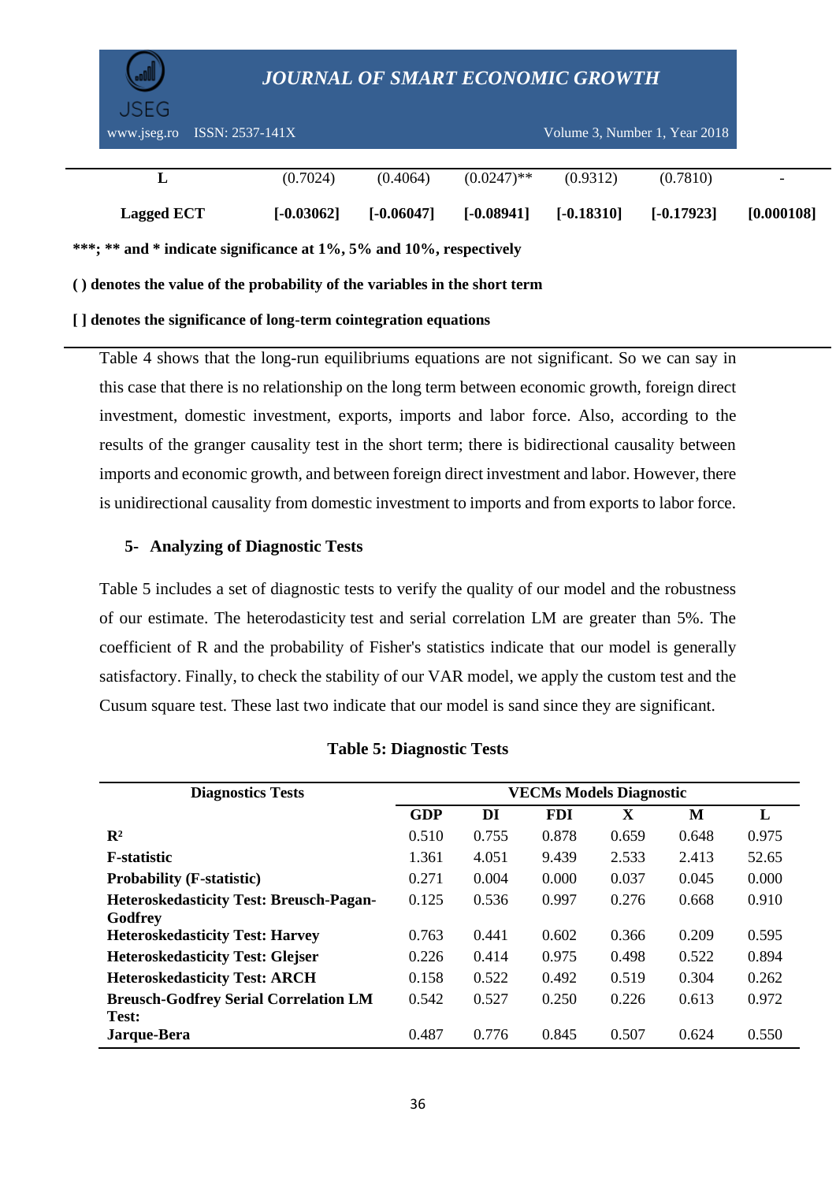| L | (0.7024) | (0.4064) | (0.0247)** | (0.9312) | (0.7810) | - |
|---|---|---|---|---|---|---|
| **Lagged ECT** | **[-0.03062]** | **[-0.06047]** | **[-0.08941]** | **[-0.18310]** | **[-0.17923]** | **[0.000108]** |

**\*\*\*; \*\* and \* indicate significance at 1%, 5% and 10%, respectively**

**( ) denotes the value of the probability of the variables in the short term**

**[ ] denotes the significance of long-term cointegration equations**

Table 4 shows that the long-run equilibriums equations are not significant. So we can say in this case that there is no relationship on the long term between economic growth, foreign direct investment, domestic investment, exports, imports and labor force. Also, according to the results of the granger causality test in the short term; there is bidirectional causality between imports and economic growth, and between foreign direct investment and labor. However, there is unidirectional causality from domestic investment to imports and from exports to labor force.

### 5- Analyzing of Diagnostic Tests

Table 5 includes a set of diagnostic tests to verify the quality of our model and the robustness of our estimate. The heterodasticity test and serial correlation LM are greater than 5%. The coefficient of R and the probability of Fisher's statistics indicate that our model is generally satisfactory. Finally, to check the stability of our VAR model, we apply the custom test and the Cusum square test. These last two indicate that our model is sand since they are significant.

**Table 5: Diagnostic Tests**

| Diagnostics Tests | VECMs Models Diagnostic | | | | | |
|---|---|---|---|---|---|---|
| | **GDP** | **DI** | **FDI** | **X** | **M** | **L** |
| **$R^2$** | 0.510 | 0.755 | 0.878 | 0.659 | 0.648 | 0.975 |
| **F-statistic** | 1.361 | 4.051 | 9.439 | 2.533 | 2.413 | 52.65 |
| **Probability (F-statistic)** | 0.271 | 0.004 | 0.000 | 0.037 | 0.045 | 0.000 |
| **Heteroskedasticity Test: Breusch-Pagan-Godfrey** | 0.125 | 0.536 | 0.997 | 0.276 | 0.668 | 0.910 |
| **Heteroskedasticity Test: Harvey** | 0.763 | 0.441 | 0.602 | 0.366 | 0.209 | 0.595 |
| **Heteroskedasticity Test: Glejser** | 0.226 | 0.414 | 0.975 | 0.498 | 0.522 | 0.894 |
| **Heteroskedasticity Test: ARCH** | 0.158 | 0.522 | 0.492 | 0.519 | 0.304 | 0.262 |
| **Breusch-Godfrey Serial Correlation LM Test:** | 0.542 | 0.527 | 0.250 | 0.226 | 0.613 | 0.972 |
| **Jarque-Bera** | 0.487 | 0.776 | 0.845 | 0.507 | 0.624 | 0.550 |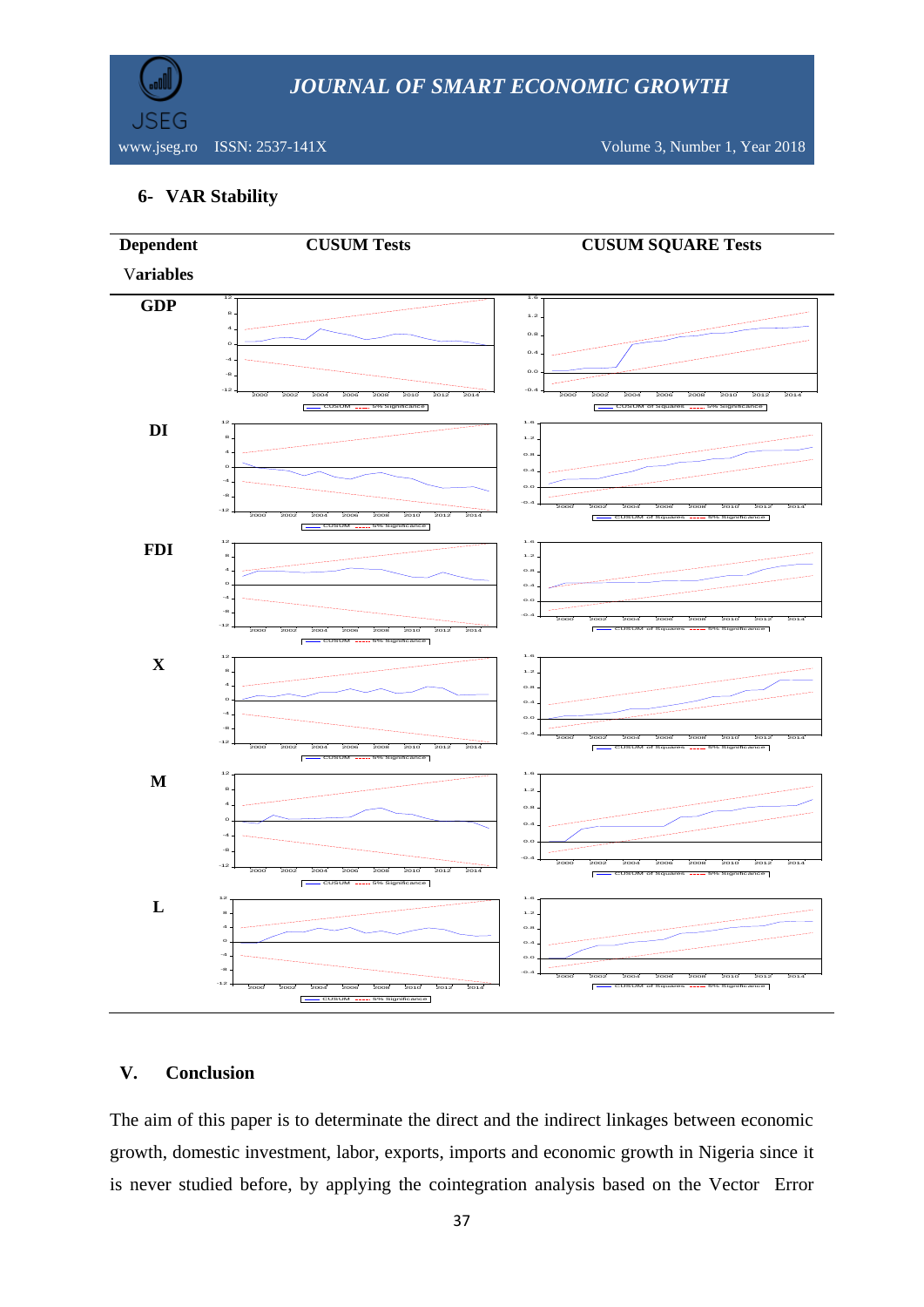### 6- VAR Stability

| Dependent Variables | CUSUM Tests | CUSUM SQUARE Tests |
|---|---|---|
| GDP | | |
| DI | | |
| FDI | | |
| X | | |
| M | | |
| L | | |

## V. Conclusion

The aim of this paper is to determinate the direct and the indirect linkages between economic growth, domestic investment, labor, exports, imports and economic growth in Nigeria since it is never studied before, by applying the cointegration analysis based on the Vector Error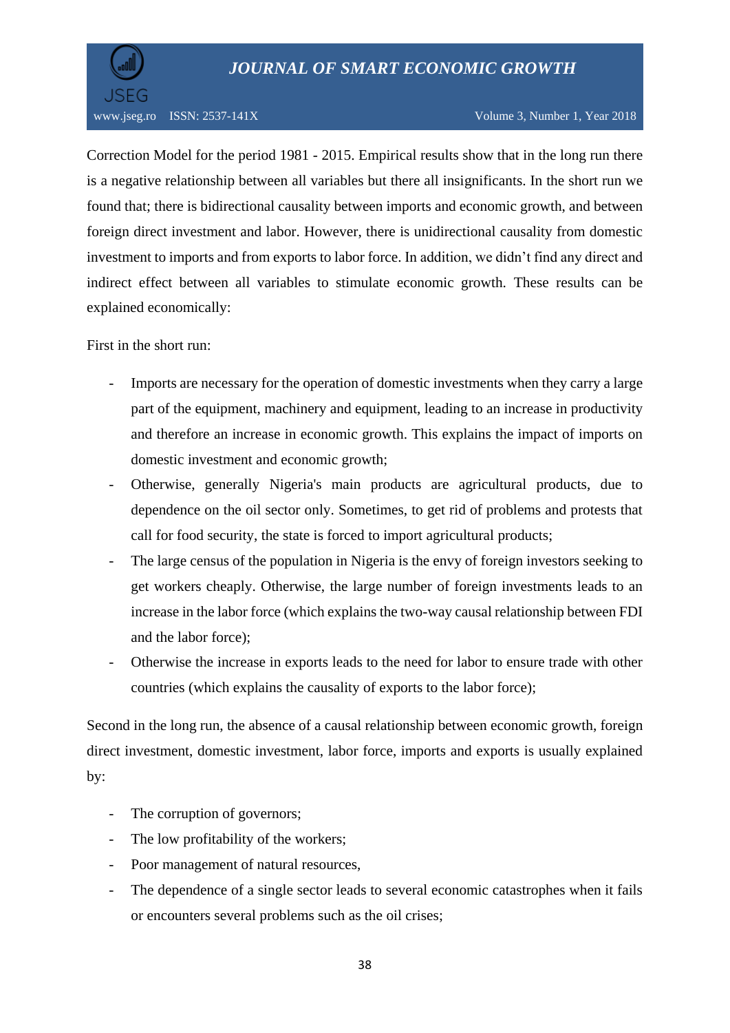Correction Model for the period 1981 - 2015. Empirical results show that in the long run there is a negative relationship between all variables but there all insignificants. In the short run we found that; there is bidirectional causality between imports and economic growth, and between foreign direct investment and labor. However, there is unidirectional causality from domestic investment to imports and from exports to labor force. In addition, we didn't find any direct and indirect effect between all variables to stimulate economic growth. These results can be explained economically:

First in the short run:

- Imports are necessary for the operation of domestic investments when they carry a large part of the equipment, machinery and equipment, leading to an increase in productivity and therefore an increase in economic growth. This explains the impact of imports on domestic investment and economic growth;
- Otherwise, generally Nigeria's main products are agricultural products, due to dependence on the oil sector only. Sometimes, to get rid of problems and protests that call for food security, the state is forced to import agricultural products;
- The large census of the population in Nigeria is the envy of foreign investors seeking to get workers cheaply. Otherwise, the large number of foreign investments leads to an increase in the labor force (which explains the two-way causal relationship between FDI and the labor force);
- Otherwise the increase in exports leads to the need for labor to ensure trade with other countries (which explains the causality of exports to the labor force);

Second in the long run, the absence of a causal relationship between economic growth, foreign direct investment, domestic investment, labor force, imports and exports is usually explained by:

- The corruption of governors;
- The low profitability of the workers;
- Poor management of natural resources,
- The dependence of a single sector leads to several economic catastrophes when it fails or encounters several problems such as the oil crises;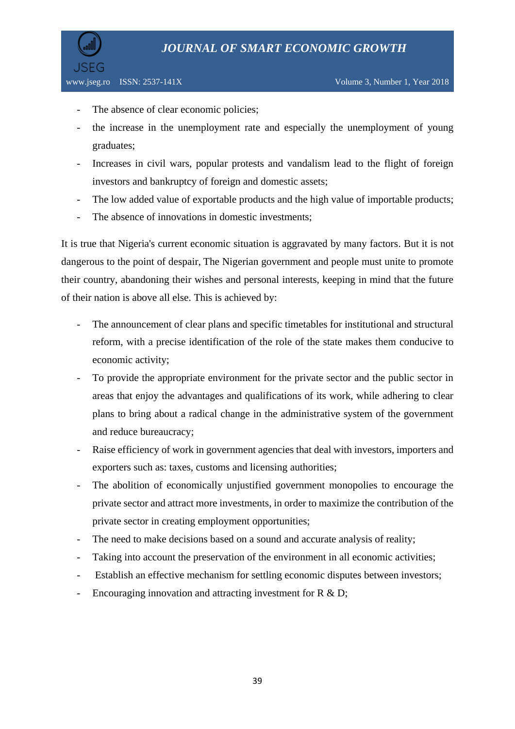- The absence of clear economic policies;
- the increase in the unemployment rate and especially the unemployment of young graduates;
- Increases in civil wars, popular protests and vandalism lead to the flight of foreign investors and bankruptcy of foreign and domestic assets;
- The low added value of exportable products and the high value of importable products;
- The absence of innovations in domestic investments;

It is true that Nigeria's current economic situation is aggravated by many factors. But it is not dangerous to the point of despair, The Nigerian government and people must unite to promote their country, abandoning their wishes and personal interests, keeping in mind that the future of their nation is above all else. This is achieved by:

- The announcement of clear plans and specific timetables for institutional and structural reform, with a precise identification of the role of the state makes them conducive to economic activity;
- To provide the appropriate environment for the private sector and the public sector in areas that enjoy the advantages and qualifications of its work, while adhering to clear plans to bring about a radical change in the administrative system of the government and reduce bureaucracy;
- Raise efficiency of work in government agencies that deal with investors, importers and exporters such as: taxes, customs and licensing authorities;
- The abolition of economically unjustified government monopolies to encourage the private sector and attract more investments, in order to maximize the contribution of the private sector in creating employment opportunities;
- The need to make decisions based on a sound and accurate analysis of reality;
- Taking into account the preservation of the environment in all economic activities;
- Establish an effective mechanism for settling economic disputes between investors;
- Encouraging innovation and attracting investment for R & D;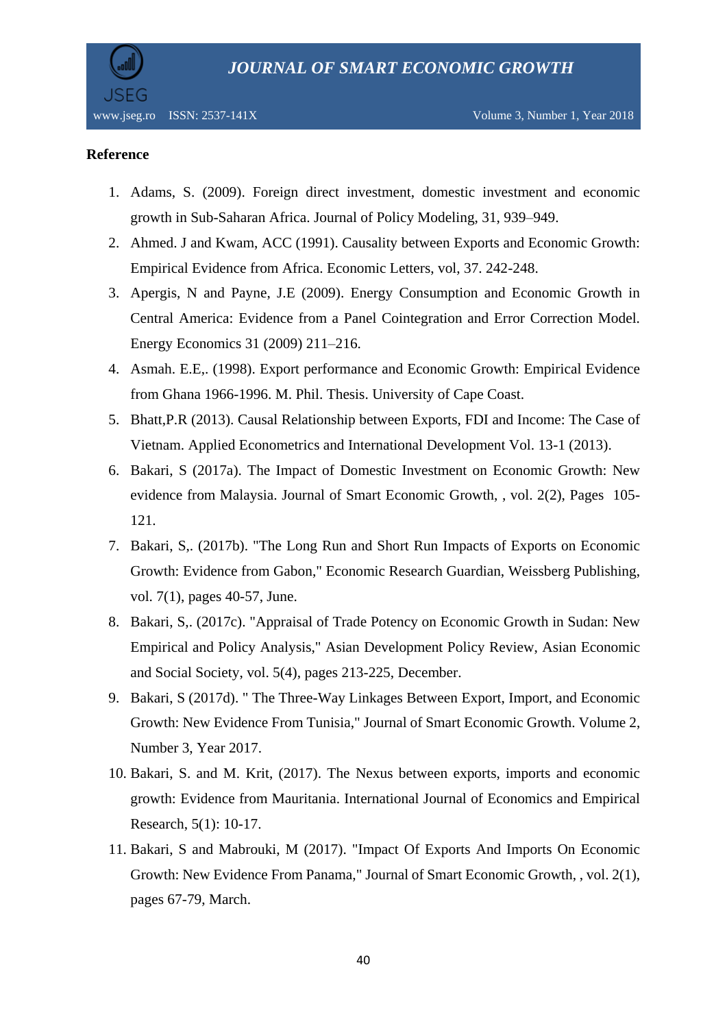**Reference**

1. Adams, S. (2009). Foreign direct investment, domestic investment and economic growth in Sub-Saharan Africa. Journal of Policy Modeling, 31, 939–949.
2. Ahmed. J and Kwam, ACC (1991). Causality between Exports and Economic Growth: Empirical Evidence from Africa. Economic Letters, vol, 37. 242-248.
3. Apergis, N and Payne, J.E (2009). Energy Consumption and Economic Growth in Central America: Evidence from a Panel Cointegration and Error Correction Model. Energy Economics 31 (2009) 211–216.
4. Asmah. E.E,. (1998). Export performance and Economic Growth: Empirical Evidence from Ghana 1966-1996. M. Phil. Thesis. University of Cape Coast.
5. Bhatt,P.R (2013). Causal Relationship between Exports, FDI and Income: The Case of Vietnam. Applied Econometrics and International Development Vol. 13-1 (2013).
6. Bakari, S (2017a). The Impact of Domestic Investment on Economic Growth: New evidence from Malaysia. Journal of Smart Economic Growth, , vol. 2(2), Pages 105-121.
7. Bakari, S,. (2017b). "The Long Run and Short Run Impacts of Exports on Economic Growth: Evidence from Gabon," Economic Research Guardian, Weissberg Publishing, vol. 7(1), pages 40-57, June.
8. Bakari, S,. (2017c). "Appraisal of Trade Potency on Economic Growth in Sudan: New Empirical and Policy Analysis," Asian Development Policy Review, Asian Economic and Social Society, vol. 5(4), pages 213-225, December.
9. Bakari, S (2017d). " The Three-Way Linkages Between Export, Import, and Economic Growth: New Evidence From Tunisia," Journal of Smart Economic Growth. Volume 2, Number 3, Year 2017.
10. Bakari, S. and M. Krit, (2017). The Nexus between exports, imports and economic growth: Evidence from Mauritania. International Journal of Economics and Empirical Research, 5(1): 10-17.
11. Bakari, S and Mabrouki, M (2017). "Impact Of Exports And Imports On Economic Growth: New Evidence From Panama," Journal of Smart Economic Growth, , vol. 2(1), pages 67-79, March.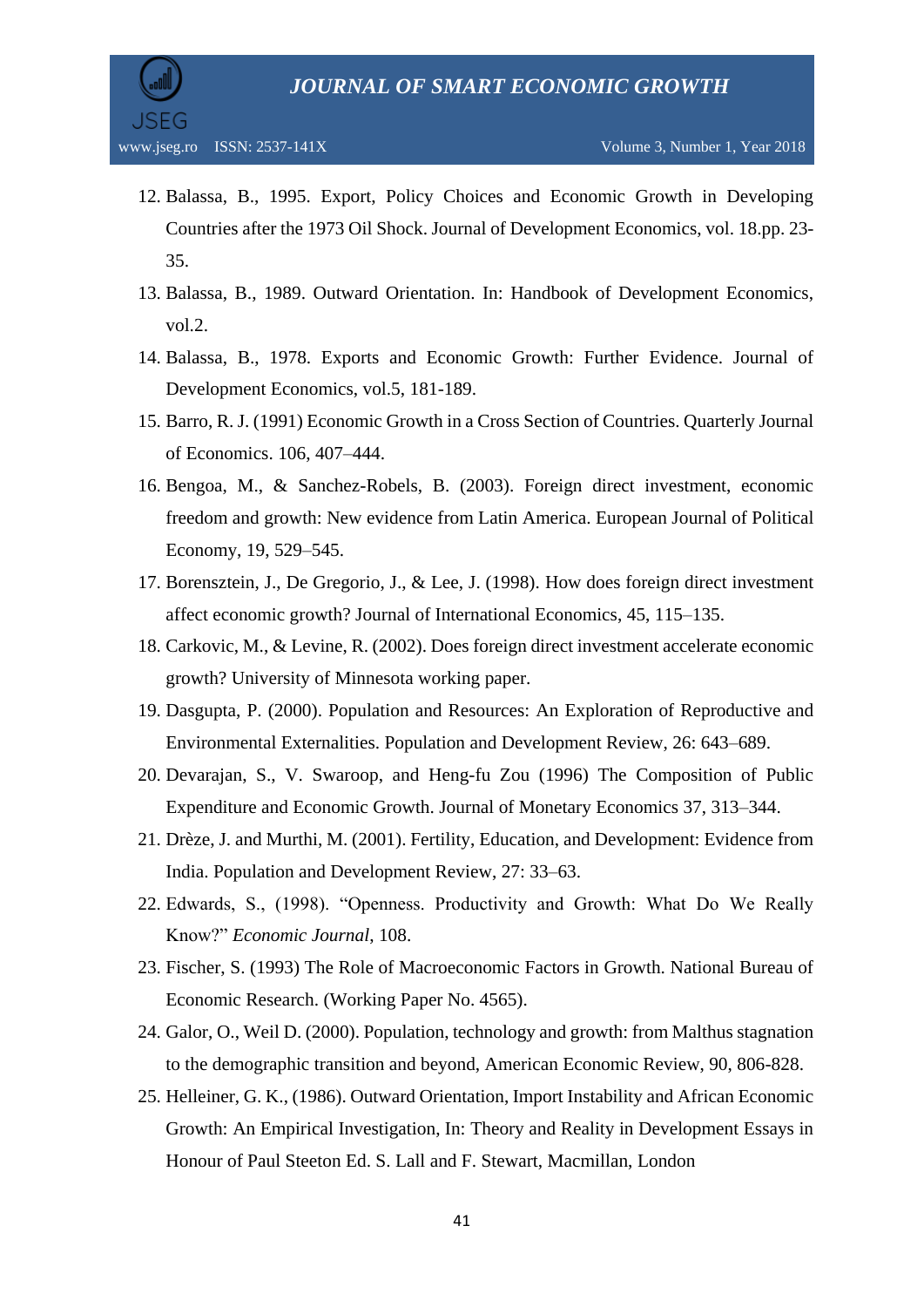12. Balassa, B., 1995. Export, Policy Choices and Economic Growth in Developing Countries after the 1973 Oil Shock. Journal of Development Economics, vol. 18.pp. 23-35.
13. Balassa, B., 1989. Outward Orientation. In: Handbook of Development Economics, vol.2.
14. Balassa, B., 1978. Exports and Economic Growth: Further Evidence. Journal of Development Economics, vol.5, 181-189.
15. Barro, R. J. (1991) Economic Growth in a Cross Section of Countries. Quarterly Journal of Economics. 106, 407–444.
16. Bengoa, M., & Sanchez-Robels, B. (2003). Foreign direct investment, economic freedom and growth: New evidence from Latin America. European Journal of Political Economy, 19, 529–545.
17. Borensztein, J., De Gregorio, J., & Lee, J. (1998). How does foreign direct investment affect economic growth? Journal of International Economics, 45, 115–135.
18. Carkovic, M., & Levine, R. (2002). Does foreign direct investment accelerate economic growth? University of Minnesota working paper.
19. Dasgupta, P. (2000). Population and Resources: An Exploration of Reproductive and Environmental Externalities. Population and Development Review, 26: 643–689.
20. Devarajan, S., V. Swaroop, and Heng-fu Zou (1996) The Composition of Public Expenditure and Economic Growth. Journal of Monetary Economics 37, 313–344.
21. Drèze, J. and Murthi, M. (2001). Fertility, Education, and Development: Evidence from India. Population and Development Review, 27: 33–63.
22. Edwards, S., (1998). "Openness. Productivity and Growth: What Do We Really Know?" *Economic Journal*, 108.
23. Fischer, S. (1993) The Role of Macroeconomic Factors in Growth. National Bureau of Economic Research. (Working Paper No. 4565).
24. Galor, O., Weil D. (2000). Population, technology and growth: from Malthus stagnation to the demographic transition and beyond, American Economic Review, 90, 806-828.
25. Helleiner, G. K., (1986). Outward Orientation, Import Instability and African Economic Growth: An Empirical Investigation, In: Theory and Reality in Development Essays in Honour of Paul Steeton Ed. S. Lall and F. Stewart, Macmillan, London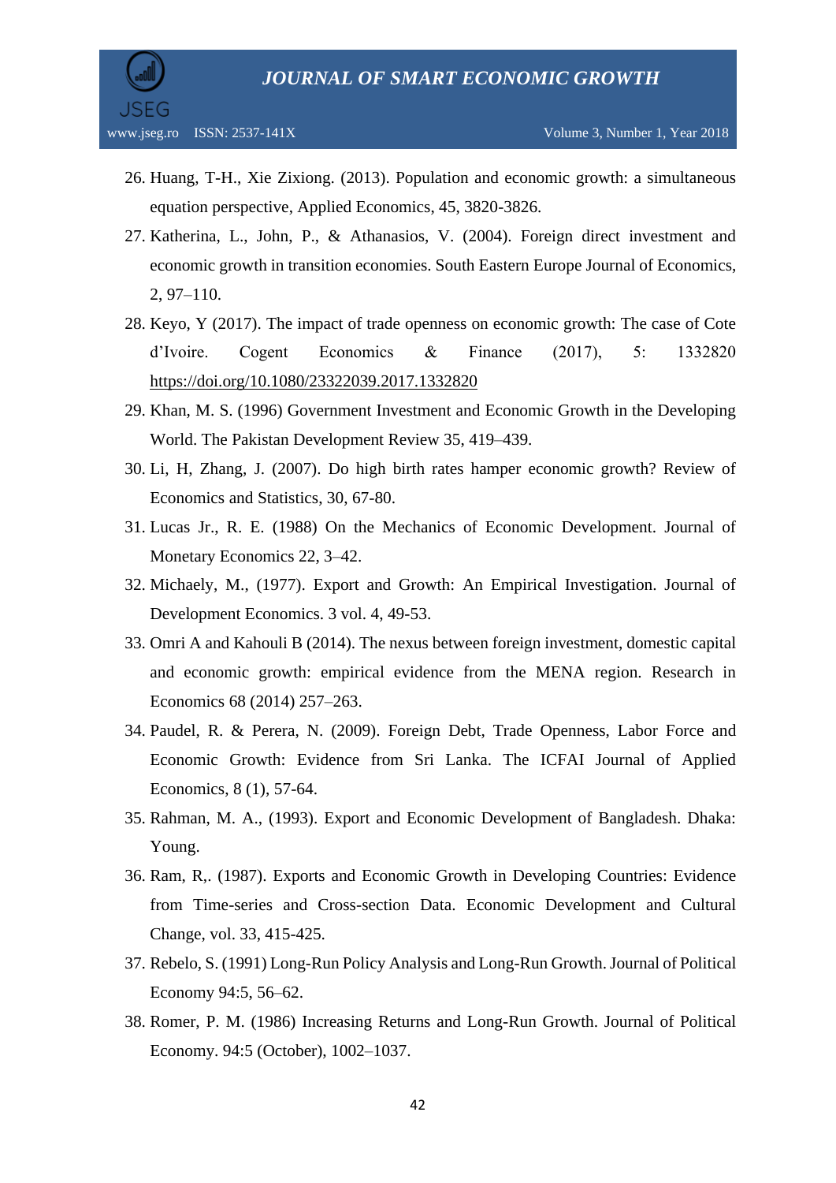26. Huang, T-H., Xie Zixiong. (2013). Population and economic growth: a simultaneous equation perspective, Applied Economics, 45, 3820-3826.
27. Katherina, L., John, P., & Athanasios, V. (2004). Foreign direct investment and economic growth in transition economies. South Eastern Europe Journal of Economics, 2, 97–110.
28. Keyo, Y (2017). The impact of trade openness on economic growth: The case of Cote d'Ivoire. Cogent Economics & Finance (2017), 5: 1332820 https://doi.org/10.1080/23322039.2017.1332820
29. Khan, M. S. (1996) Government Investment and Economic Growth in the Developing World. The Pakistan Development Review 35, 419–439.
30. Li, H, Zhang, J. (2007). Do high birth rates hamper economic growth? Review of Economics and Statistics, 30, 67-80.
31. Lucas Jr., R. E. (1988) On the Mechanics of Economic Development. Journal of Monetary Economics 22, 3–42.
32. Michaely, M., (1977). Export and Growth: An Empirical Investigation. Journal of Development Economics. 3 vol. 4, 49-53.
33. Omri A and Kahouli B (2014). The nexus between foreign investment, domestic capital and economic growth: empirical evidence from the MENA region. Research in Economics 68 (2014) 257–263.
34. Paudel, R. & Perera, N. (2009). Foreign Debt, Trade Openness, Labor Force and Economic Growth: Evidence from Sri Lanka. The ICFAI Journal of Applied Economics, 8 (1), 57-64.
35. Rahman, M. A., (1993). Export and Economic Development of Bangladesh. Dhaka: Young.
36. Ram, R,. (1987). Exports and Economic Growth in Developing Countries: Evidence from Time-series and Cross-section Data. Economic Development and Cultural Change, vol. 33, 415-425.
37. Rebelo, S. (1991) Long-Run Policy Analysis and Long-Run Growth. Journal of Political Economy 94:5, 56–62.
38. Romer, P. M. (1986) Increasing Returns and Long-Run Growth. Journal of Political Economy. 94:5 (October), 1002–1037.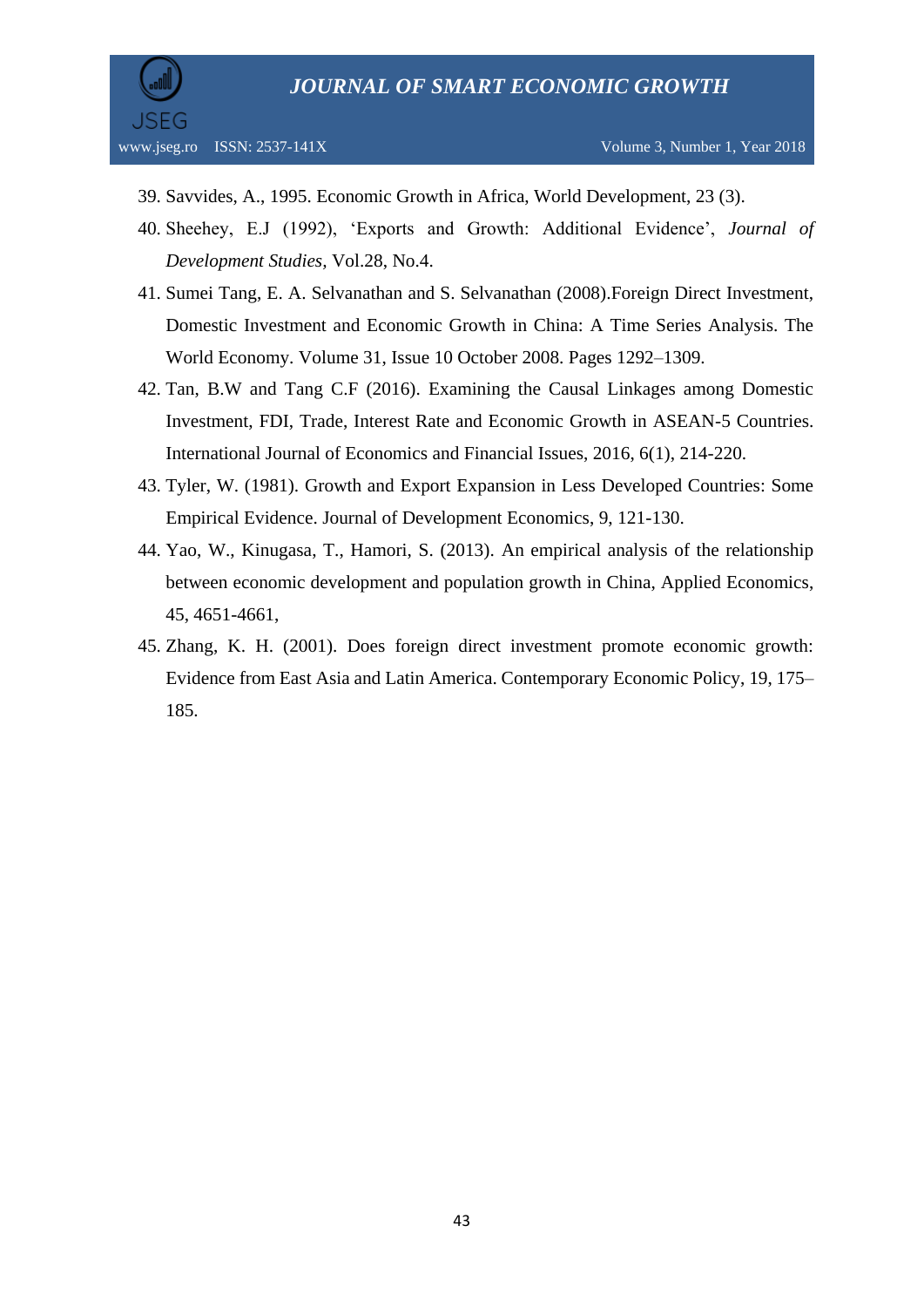39. Savvides, A., 1995. Economic Growth in Africa, World Development, 23 (3).
40. Sheehey, E.J (1992), 'Exports and Growth: Additional Evidence', *Journal of Development Studies*, Vol.28, No.4.
41. Sumei Tang, E. A. Selvanathan and S. Selvanathan (2008).Foreign Direct Investment, Domestic Investment and Economic Growth in China: A Time Series Analysis. The World Economy. Volume 31, Issue 10 October 2008. Pages 1292–1309.
42. Tan, B.W and Tang C.F (2016). Examining the Causal Linkages among Domestic Investment, FDI, Trade, Interest Rate and Economic Growth in ASEAN-5 Countries. International Journal of Economics and Financial Issues, 2016, 6(1), 214-220.
43. Tyler, W. (1981). Growth and Export Expansion in Less Developed Countries: Some Empirical Evidence. Journal of Development Economics, 9, 121-130.
44. Yao, W., Kinugasa, T., Hamori, S. (2013). An empirical analysis of the relationship between economic development and population growth in China, Applied Economics, 45, 4651-4661,
45. Zhang, K. H. (2001). Does foreign direct investment promote economic growth: Evidence from East Asia and Latin America. Contemporary Economic Policy, 19, 175–185.